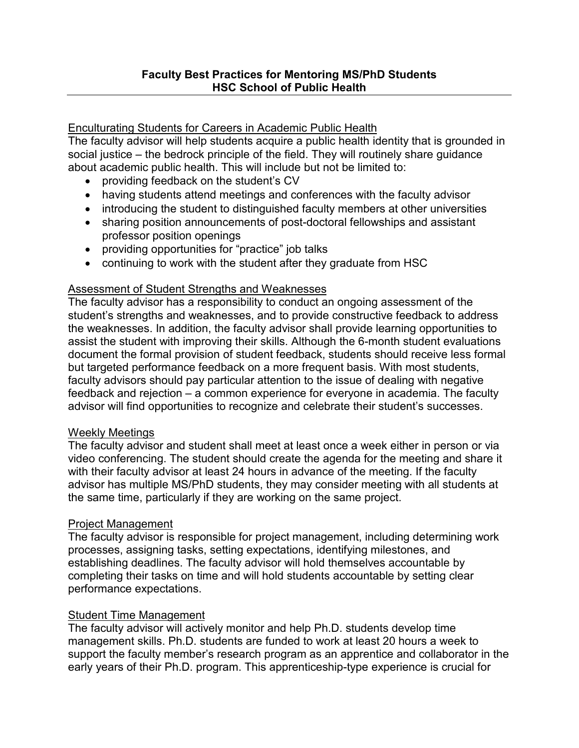# Faculty Best Practices for Mentoring MS/PhD Students
## HSC School of Public Health

### Enculturating Students for Careers in Academic Public Health

The faculty advisor will help students acquire a public health identity that is grounded in social justice – the bedrock principle of the field. They will routinely share guidance about academic public health. This will include but not be limited to:

- providing feedback on the student's CV
- having students attend meetings and conferences with the faculty advisor
- introducing the student to distinguished faculty members at other universities
- sharing position announcements of post-doctoral fellowships and assistant professor position openings
- providing opportunities for "practice" job talks
- continuing to work with the student after they graduate from HSC

### Assessment of Student Strengths and Weaknesses

The faculty advisor has a responsibility to conduct an ongoing assessment of the student's strengths and weaknesses, and to provide constructive feedback to address the weaknesses. In addition, the faculty advisor shall provide learning opportunities to assist the student with improving their skills. Although the 6-month student evaluations document the formal provision of student feedback, students should receive less formal but targeted performance feedback on a more frequent basis. With most students, faculty advisors should pay particular attention to the issue of dealing with negative feedback and rejection – a common experience for everyone in academia. The faculty advisor will find opportunities to recognize and celebrate their student's successes.

### Weekly Meetings

The faculty advisor and student shall meet at least once a week either in person or via video conferencing. The student should create the agenda for the meeting and share it with their faculty advisor at least 24 hours in advance of the meeting. If the faculty advisor has multiple MS/PhD students, they may consider meeting with all students at the same time, particularly if they are working on the same project.

### Project Management

The faculty advisor is responsible for project management, including determining work processes, assigning tasks, setting expectations, identifying milestones, and establishing deadlines. The faculty advisor will hold themselves accountable by completing their tasks on time and will hold students accountable by setting clear performance expectations.

### Student Time Management

The faculty advisor will actively monitor and help Ph.D. students develop time management skills. Ph.D. students are funded to work at least 20 hours a week to support the faculty member's research program as an apprentice and collaborator in the early years of their Ph.D. program. This apprenticeship-type experience is crucial for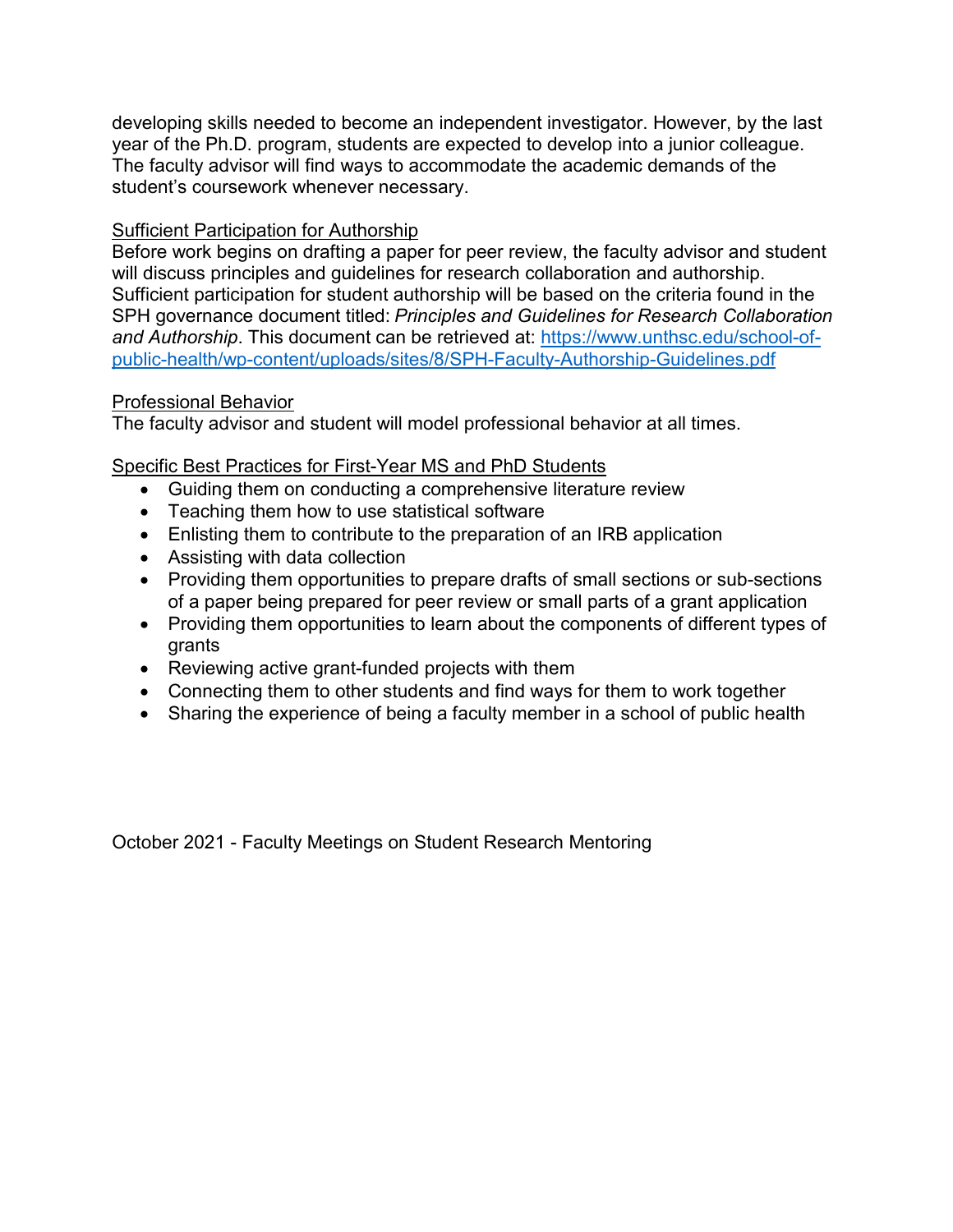developing skills needed to become an independent investigator. However, by the last year of the Ph.D. program, students are expected to develop into a junior colleague. The faculty advisor will find ways to accommodate the academic demands of the student's coursework whenever necessary.

<u>Sufficient Participation for Authorship</u>

Before work begins on drafting a paper for peer review, the faculty advisor and student will discuss principles and guidelines for research collaboration and authorship. Sufficient participation for student authorship will be based on the criteria found in the SPH governance document titled: *Principles and Guidelines for Research Collaboration and Authorship*. This document can be retrieved at: [https://www.unthsc.edu/school-of-public-health/wp-content/uploads/sites/8/SPH-Faculty-Authorship-Guidelines.pdf](https://www.unthsc.edu/school-of-public-health/wp-content/uploads/sites/8/SPH-Faculty-Authorship-Guidelines.pdf)

<u>Professional Behavior</u>

The faculty advisor and student will model professional behavior at all times.

<u>Specific Best Practices for First-Year MS and PhD Students</u>

- Guiding them on conducting a comprehensive literature review
- Teaching them how to use statistical software
- Enlisting them to contribute to the preparation of an IRB application
- Assisting with data collection
- Providing them opportunities to prepare drafts of small sections or sub-sections of a paper being prepared for peer review or small parts of a grant application
- Providing them opportunities to learn about the components of different types of grants
- Reviewing active grant-funded projects with them
- Connecting them to other students and find ways for them to work together
- Sharing the experience of being a faculty member in a school of public health

October 2021 - Faculty Meetings on Student Research Mentoring